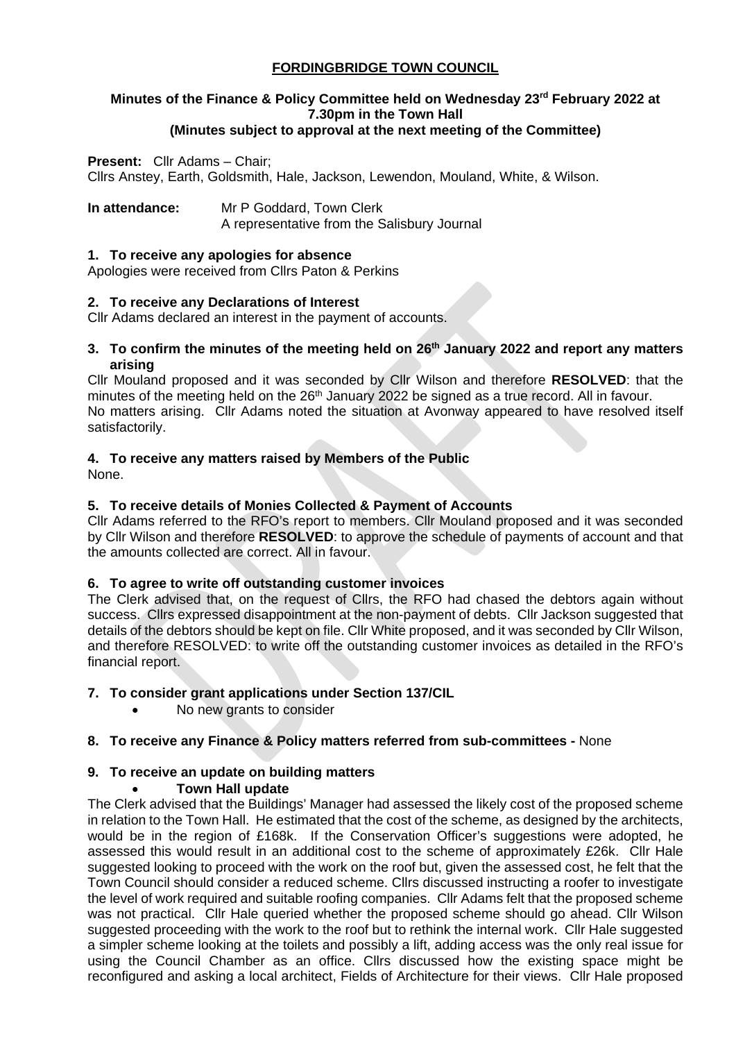# FORDINGBRIDGE TOWN COUNCIL

**Minutes of the Finance & Policy Committee held on Wednesday 23rd February 2022 at 7.30pm in the Town Hall**
**(Minutes subject to approval at the next meeting of the Committee)**

**Present:** Cllr Adams – Chair;
Cllrs Anstey, Earth, Goldsmith, Hale, Jackson, Lewendon, Mouland, White, & Wilson.

**In attendance:** Mr P Goddard, Town Clerk
A representative from the Salisbury Journal

### 1. To receive any apologies for absence

Apologies were received from Cllrs Paton & Perkins

### 2. To receive any Declarations of Interest

Cllr Adams declared an interest in the payment of accounts.

### 3. To confirm the minutes of the meeting held on 26th January 2022 and report any matters arising

Cllr Mouland proposed and it was seconded by Cllr Wilson and therefore **RESOLVED**: that the minutes of the meeting held on the 26th January 2022 be signed as a true record. All in favour.
No matters arising. Cllr Adams noted the situation at Avonway appeared to have resolved itself satisfactorily.

### 4. To receive any matters raised by Members of the Public

None.

### 5. To receive details of Monies Collected & Payment of Accounts

Cllr Adams referred to the RFO's report to members. Cllr Mouland proposed and it was seconded by Cllr Wilson and therefore **RESOLVED**: to approve the schedule of payments of account and that the amounts collected are correct. All in favour.

### 6. To agree to write off outstanding customer invoices

The Clerk advised that, on the request of Cllrs, the RFO had chased the debtors again without success. Cllrs expressed disappointment at the non-payment of debts. Cllr Jackson suggested that details of the debtors should be kept on file. Cllr White proposed, and it was seconded by Cllr Wilson, and therefore RESOLVED: to write off the outstanding customer invoices as detailed in the RFO's financial report.

### 7. To consider grant applications under Section 137/CIL

- No new grants to consider

### 8. To receive any Finance & Policy matters referred from sub-committees - None

### 9. To receive an update on building matters

- **Town Hall update**

The Clerk advised that the Buildings' Manager had assessed the likely cost of the proposed scheme in relation to the Town Hall. He estimated that the cost of the scheme, as designed by the architects, would be in the region of £168k. If the Conservation Officer's suggestions were adopted, he assessed this would result in an additional cost to the scheme of approximately £26k. Cllr Hale suggested looking to proceed with the work on the roof but, given the assessed cost, he felt that the Town Council should consider a reduced scheme. Cllrs discussed instructing a roofer to investigate the level of work required and suitable roofing companies. Cllr Adams felt that the proposed scheme was not practical. Cllr Hale queried whether the proposed scheme should go ahead. Cllr Wilson suggested proceeding with the work to the roof but to rethink the internal work. Cllr Hale suggested a simpler scheme looking at the toilets and possibly a lift, adding access was the only real issue for using the Council Chamber as an office. Cllrs discussed how the existing space might be reconfigured and asking a local architect, Fields of Architecture for their views. Cllr Hale proposed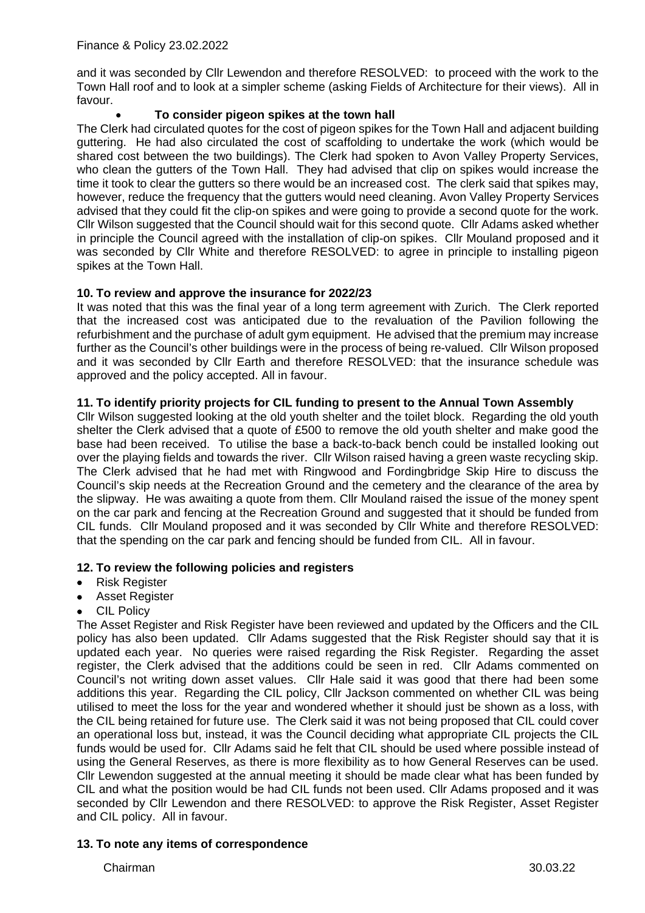and it was seconded by Cllr Lewendon and therefore RESOLVED: to proceed with the work to the Town Hall roof and to look at a simpler scheme (asking Fields of Architecture for their views). All in favour.

- **To consider pigeon spikes at the town hall**

The Clerk had circulated quotes for the cost of pigeon spikes for the Town Hall and adjacent building guttering. He had also circulated the cost of scaffolding to undertake the work (which would be shared cost between the two buildings). The Clerk had spoken to Avon Valley Property Services, who clean the gutters of the Town Hall. They had advised that clip on spikes would increase the time it took to clear the gutters so there would be an increased cost. The clerk said that spikes may, however, reduce the frequency that the gutters would need cleaning. Avon Valley Property Services advised that they could fit the clip-on spikes and were going to provide a second quote for the work. Cllr Wilson suggested that the Council should wait for this second quote. Cllr Adams asked whether in principle the Council agreed with the installation of clip-on spikes. Cllr Mouland proposed and it was seconded by Cllr White and therefore RESOLVED: to agree in principle to installing pigeon spikes at the Town Hall.

**10. To review and approve the insurance for 2022/23**

It was noted that this was the final year of a long term agreement with Zurich. The Clerk reported that the increased cost was anticipated due to the revaluation of the Pavilion following the refurbishment and the purchase of adult gym equipment. He advised that the premium may increase further as the Council's other buildings were in the process of being re-valued. Cllr Wilson proposed and it was seconded by Cllr Earth and therefore RESOLVED: that the insurance schedule was approved and the policy accepted. All in favour.

**11. To identify priority projects for CIL funding to present to the Annual Town Assembly**

Cllr Wilson suggested looking at the old youth shelter and the toilet block. Regarding the old youth shelter the Clerk advised that a quote of £500 to remove the old youth shelter and make good the base had been received. To utilise the base a back-to-back bench could be installed looking out over the playing fields and towards the river. Cllr Wilson raised having a green waste recycling skip. The Clerk advised that he had met with Ringwood and Fordingbridge Skip Hire to discuss the Council's skip needs at the Recreation Ground and the cemetery and the clearance of the area by the slipway. He was awaiting a quote from them. Cllr Mouland raised the issue of the money spent on the car park and fencing at the Recreation Ground and suggested that it should be funded from CIL funds. Cllr Mouland proposed and it was seconded by Cllr White and therefore RESOLVED: that the spending on the car park and fencing should be funded from CIL. All in favour.

**12. To review the following policies and registers**

- Risk Register
- Asset Register
- CIL Policy

The Asset Register and Risk Register have been reviewed and updated by the Officers and the CIL policy has also been updated. Cllr Adams suggested that the Risk Register should say that it is updated each year. No queries were raised regarding the Risk Register. Regarding the asset register, the Clerk advised that the additions could be seen in red. Cllr Adams commented on Council's not writing down asset values. Cllr Hale said it was good that there had been some additions this year. Regarding the CIL policy, Cllr Jackson commented on whether CIL was being utilised to meet the loss for the year and wondered whether it should just be shown as a loss, with the CIL being retained for future use. The Clerk said it was not being proposed that CIL could cover an operational loss but, instead, it was the Council deciding what appropriate CIL projects the CIL funds would be used for. Cllr Adams said he felt that CIL should be used where possible instead of using the General Reserves, as there is more flexibility as to how General Reserves can be used. Cllr Lewendon suggested at the annual meeting it should be made clear what has been funded by CIL and what the position would be had CIL funds not been used. Cllr Adams proposed and it was seconded by Cllr Lewendon and there RESOLVED: to approve the Risk Register, Asset Register and CIL policy. All in favour.

**13. To note any items of correspondence**

Chairman 30.03.22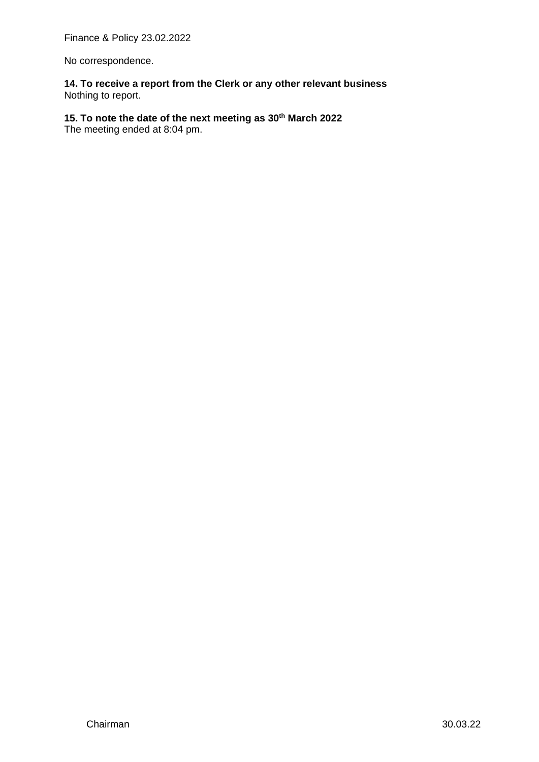No correspondence.

**14. To receive a report from the Clerk or any other relevant business**
Nothing to report.

**15. To note the date of the next meeting as 30th March 2022**
The meeting ended at 8:04 pm.

Chairman 30.03.22